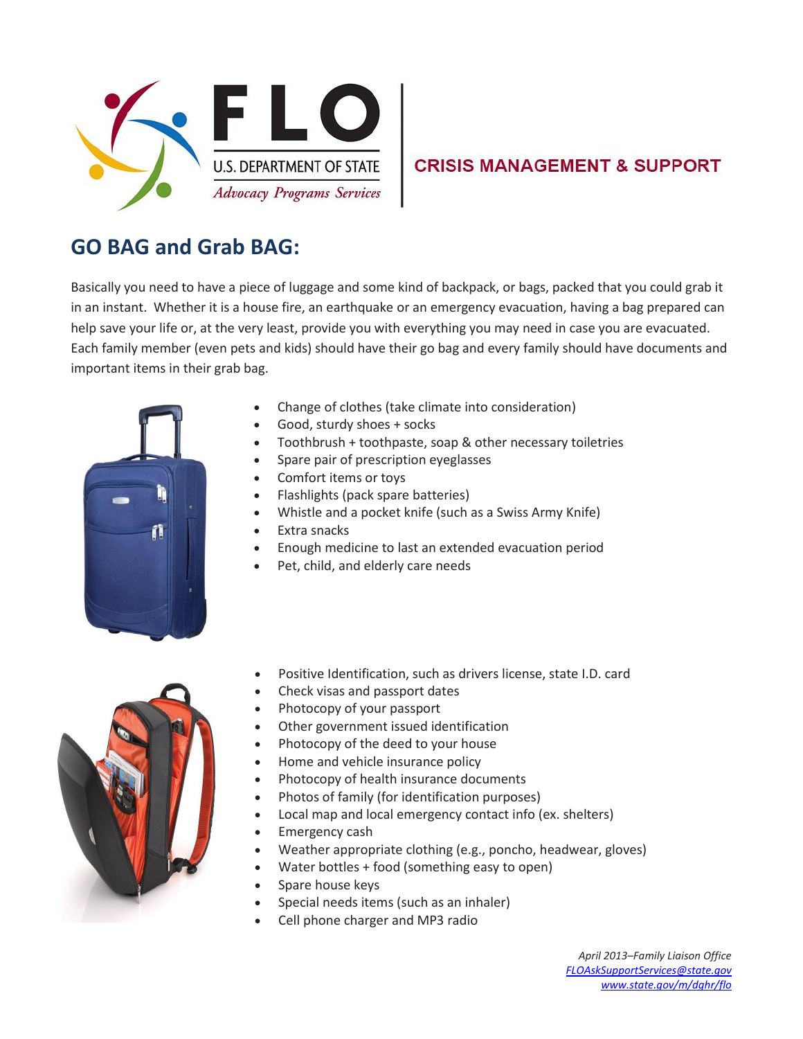FLO

U.S. DEPARTMENT OF STATE

*Advocacy Programs Services*

**CRISIS MANAGEMENT & SUPPORT**

## GO BAG and Grab BAG:

Basically you need to have a piece of luggage and some kind of backpack, or bags, packed that you could grab it in an instant. Whether it is a house fire, an earthquake or an emergency evacuation, having a bag prepared can help save your life or, at the very least, provide you with everything you may need in case you are evacuated. Each family member (even pets and kids) should have their go bag and every family should have documents and important items in their grab bag.

- Change of clothes (take climate into consideration)
- Good, sturdy shoes + socks
- Toothbrush + toothpaste, soap & other necessary toiletries
- Spare pair of prescription eyeglasses
- Comfort items or toys
- Flashlights (pack spare batteries)
- Whistle and a pocket knife (such as a Swiss Army Knife)
- Extra snacks
- Enough medicine to last an extended evacuation period
- Pet, child, and elderly care needs

- Positive Identification, such as drivers license, state I.D. card
- Check visas and passport dates
- Photocopy of your passport
- Other government issued identification
- Photocopy of the deed to your house
- Home and vehicle insurance policy
- Photocopy of health insurance documents
- Photos of family (for identification purposes)
- Local map and local emergency contact info (ex. shelters)
- Emergency cash
- Weather appropriate clothing (e.g., poncho, headwear, gloves)
- Water bottles + food (something easy to open)
- Spare house keys
- Special needs items (such as an inhaler)
- Cell phone charger and MP3 radio

*April 2013–Family Liaison Office*
*FLOAskSupportServices@state.gov*
*www.state.gov/m/dghr/flo*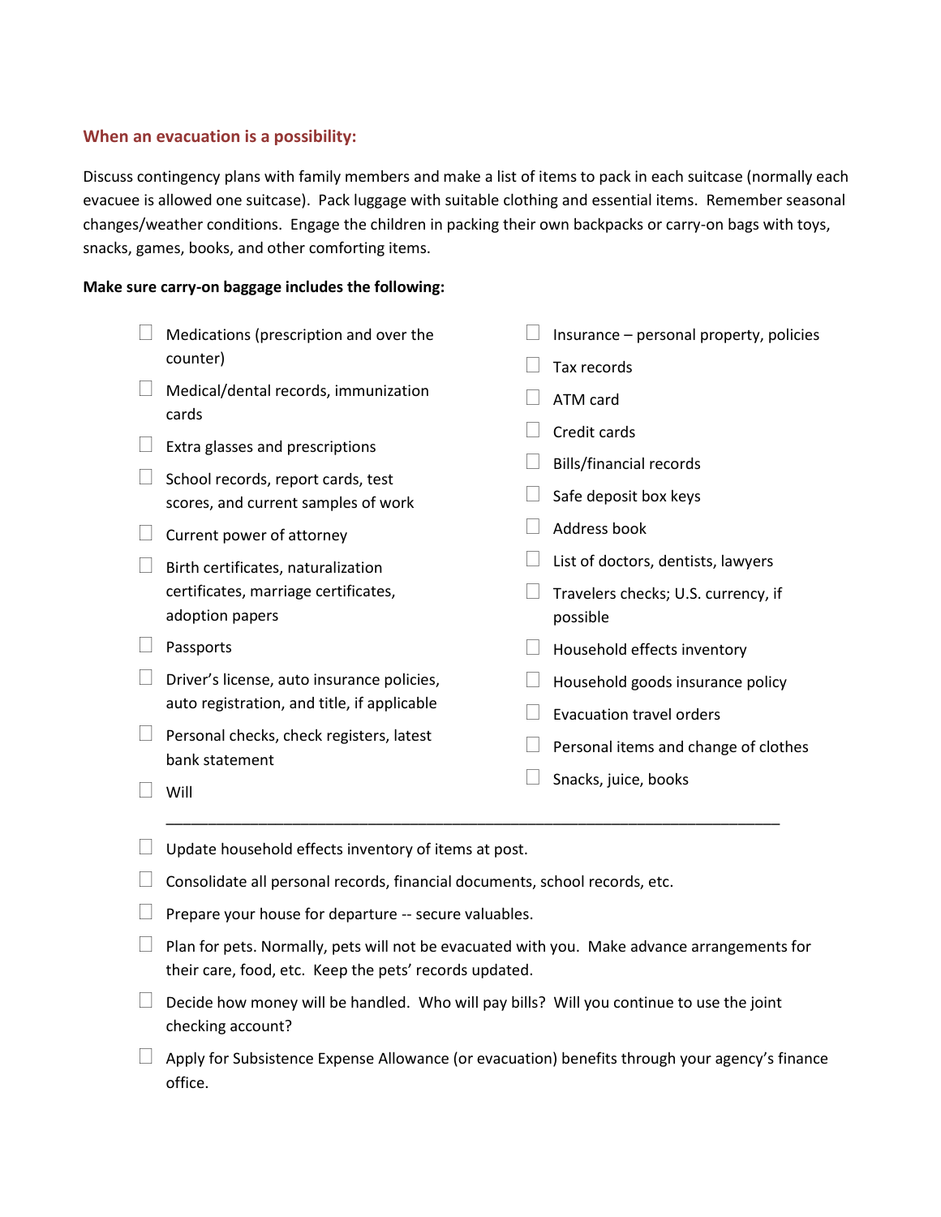## When an evacuation is a possibility:

Discuss contingency plans with family members and make a list of items to pack in each suitcase (normally each evacuee is allowed one suitcase). Pack luggage with suitable clothing and essential items. Remember seasonal changes/weather conditions. Engage the children in packing their own backpacks or carry-on bags with toys, snacks, games, books, and other comforting items.

**Make sure carry-on baggage includes the following:**

- [ ] Medications (prescription and over the counter)
- [ ] Medical/dental records, immunization cards
- [ ] Extra glasses and prescriptions
- [ ] School records, report cards, test scores, and current samples of work
- [ ] Current power of attorney
- [ ] Birth certificates, naturalization certificates, marriage certificates, adoption papers
- [ ] Passports
- [ ] Driver's license, auto insurance policies, auto registration, and title, if applicable
- [ ] Personal checks, check registers, latest bank statement
- [ ] Will
- [ ] Insurance – personal property, policies
- [ ] Tax records
- [ ] ATM card
- [ ] Credit cards
- [ ] Bills/financial records
- [ ] Safe deposit box keys
- [ ] Address book
- [ ] List of doctors, dentists, lawyers
- [ ] Travelers checks; U.S. currency, if possible
- [ ] Household effects inventory
- [ ] Household goods insurance policy
- [ ] Evacuation travel orders
- [ ] Personal items and change of clothes
- [ ] Snacks, juice, books

---

- [ ] Update household effects inventory of items at post.
- [ ] Consolidate all personal records, financial documents, school records, etc.
- [ ] Prepare your house for departure -- secure valuables.
- [ ] Plan for pets. Normally, pets will not be evacuated with you. Make advance arrangements for their care, food, etc. Keep the pets' records updated.
- [ ] Decide how money will be handled. Who will pay bills? Will you continue to use the joint checking account?
- [ ] Apply for Subsistence Expense Allowance (or evacuation) benefits through your agency's finance office.